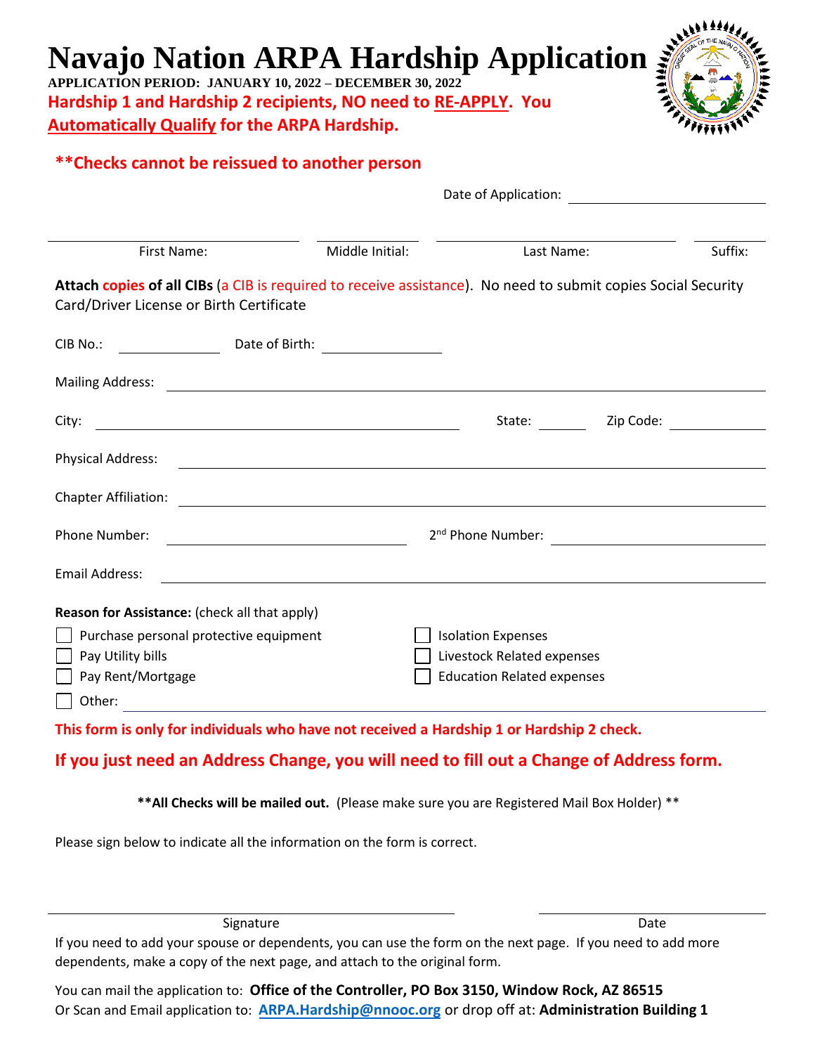# Navajo Nation ARPA Hardship Application

**APPLICATION PERIOD: JANUARY 10, 2022 – DECEMBER 30, 2022**

**Hardship 1 and Hardship 2 recipients, NO need to RE-APPLY. You Automatically Qualify for the ARPA Hardship.**

**\*\*Checks cannot be reissued to another person**

Date of Application: ____________________

First Name: ____________ Middle Initial: ________ Last Name: ____________ Suffix: ______

**Attach copies of all CIBs** (a CIB is required to receive assistance). No need to submit copies Social Security Card/Driver License or Birth Certificate

CIB No.: __________ Date of Birth: __________

Mailing Address: ______________________________

City: ______________________ State: ______ Zip Code: __________

Physical Address: ______________________________

Chapter Affiliation: ______________________________

Phone Number: ______________ 2[nd] Phone Number: ______________

Email Address: ______________________________

**Reason for Assistance:** (check all that apply)

- ☐ Purchase personal protective equipment
- ☐ Pay Utility bills
- ☐ Pay Rent/Mortgage
- ☐ Isolation Expenses
- ☐ Livestock Related expenses
- ☐ Education Related expenses
- ☐ Other: ______________________________

**This form is only for individuals who have not received a Hardship 1 or Hardship 2 check.**

**If you just need an Address Change, you will need to fill out a Change of Address form.**

**\*\*All Checks will be mailed out.** (Please make sure you are Registered Mail Box Holder) \*\*

Please sign below to indicate all the information on the form is correct.

______________________________ Signature                ______________ Date

If you need to add your spouse or dependents, you can use the form on the next page. If you need to add more dependents, make a copy of the next page, and attach to the original form.

You can mail the application to: **Office of the Controller, PO Box 3150, Window Rock, AZ 86515**
Or Scan and Email application to: **ARPA.Hardship@nnooc.org** or drop off at: **Administration Building 1**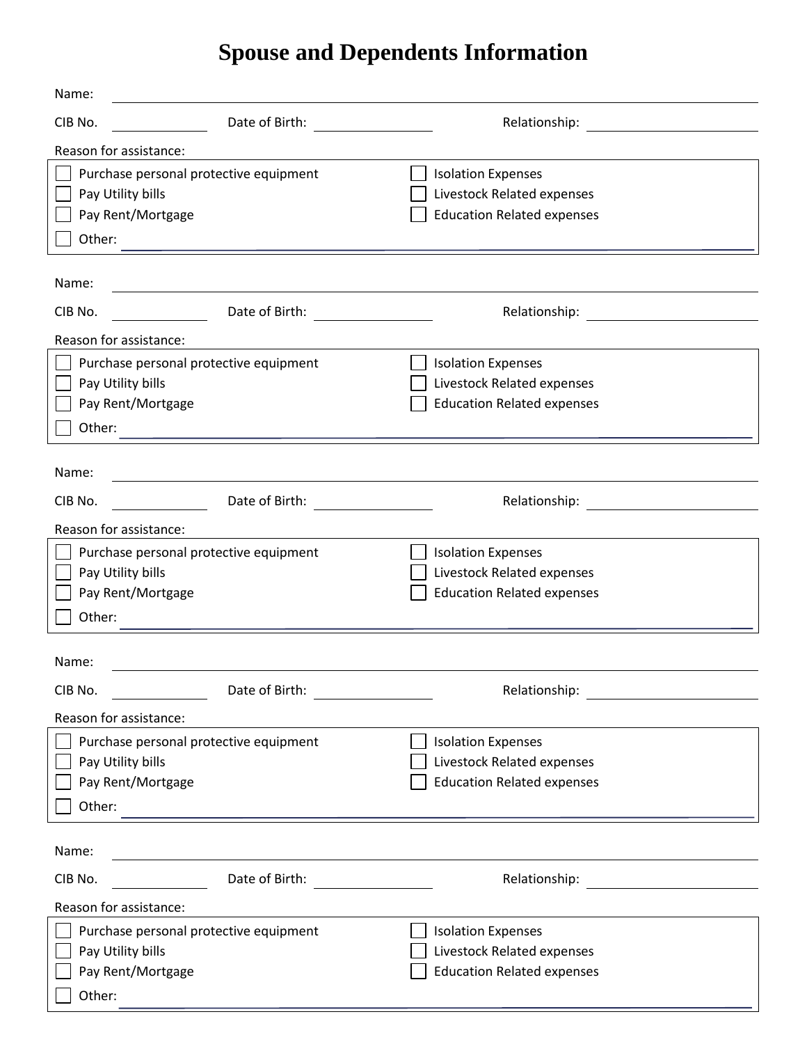# Spouse and Dependents Information

Name: ______________________________

CIB No. __________ Date of Birth: __________ Relationship: __________

Reason for assistance:

- ☐ Purchase personal protective equipment
- ☐ Pay Utility bills
- ☐ Pay Rent/Mortgage
- ☐ Isolation Expenses
- ☐ Livestock Related expenses
- ☐ Education Related expenses
- ☐ Other: ______________________________

Name: ______________________________

CIB No. __________ Date of Birth: __________ Relationship: __________

Reason for assistance:

- ☐ Purchase personal protective equipment
- ☐ Pay Utility bills
- ☐ Pay Rent/Mortgage
- ☐ Isolation Expenses
- ☐ Livestock Related expenses
- ☐ Education Related expenses
- ☐ Other: ______________________________

Name: ______________________________

CIB No. __________ Date of Birth: __________ Relationship: __________

Reason for assistance:

- ☐ Purchase personal protective equipment
- ☐ Pay Utility bills
- ☐ Pay Rent/Mortgage
- ☐ Isolation Expenses
- ☐ Livestock Related expenses
- ☐ Education Related expenses
- ☐ Other: ______________________________

Name: ______________________________

CIB No. __________ Date of Birth: __________ Relationship: __________

Reason for assistance:

- ☐ Purchase personal protective equipment
- ☐ Pay Utility bills
- ☐ Pay Rent/Mortgage
- ☐ Isolation Expenses
- ☐ Livestock Related expenses
- ☐ Education Related expenses
- ☐ Other: ______________________________

Name: ______________________________

CIB No. __________ Date of Birth: __________ Relationship: __________

Reason for assistance:

- ☐ Purchase personal protective equipment
- ☐ Pay Utility bills
- ☐ Pay Rent/Mortgage
- ☐ Isolation Expenses
- ☐ Livestock Related expenses
- ☐ Education Related expenses
- ☐ Other: ______________________________